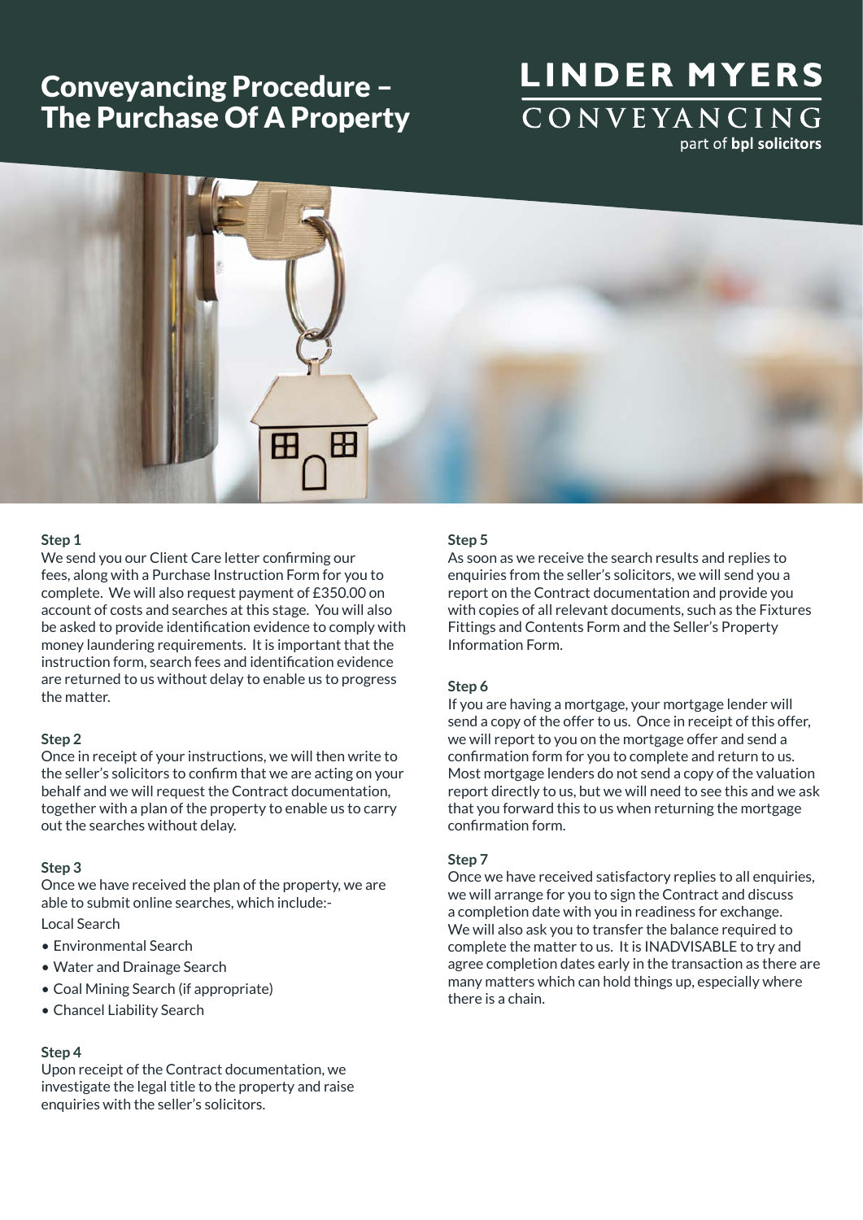# Conveyancing Procedure – The Purchase Of A Property

LINDER MYERS
CONVEYANCING
part of **bpl solicitors**

**Step 1**

We send you our Client Care letter confirming our fees, along with a Purchase Instruction Form for you to complete. We will also request payment of £350.00 on account of costs and searches at this stage. You will also be asked to provide identification evidence to comply with money laundering requirements. It is important that the instruction form, search fees and identification evidence are returned to us without delay to enable us to progress the matter.

**Step 2**

Once in receipt of your instructions, we will then write to the seller's solicitors to confirm that we are acting on your behalf and we will request the Contract documentation, together with a plan of the property to enable us to carry out the searches without delay.

**Step 3**

Once we have received the plan of the property, we are able to submit online searches, which include:-

Local Search

- Environmental Search
- Water and Drainage Search
- Coal Mining Search (if appropriate)
- Chancel Liability Search

**Step 4**

Upon receipt of the Contract documentation, we investigate the legal title to the property and raise enquiries with the seller's solicitors.

**Step 5**

As soon as we receive the search results and replies to enquiries from the seller's solicitors, we will send you a report on the Contract documentation and provide you with copies of all relevant documents, such as the Fixtures Fittings and Contents Form and the Seller's Property Information Form.

**Step 6**

If you are having a mortgage, your mortgage lender will send a copy of the offer to us. Once in receipt of this offer, we will report to you on the mortgage offer and send a confirmation form for you to complete and return to us. Most mortgage lenders do not send a copy of the valuation report directly to us, but we will need to see this and we ask that you forward this to us when returning the mortgage confirmation form.

**Step 7**

Once we have received satisfactory replies to all enquiries, we will arrange for you to sign the Contract and discuss a completion date with you in readiness for exchange. We will also ask you to transfer the balance required to complete the matter to us. It is INADVISABLE to try and agree completion dates early in the transaction as there are many matters which can hold things up, especially where there is a chain.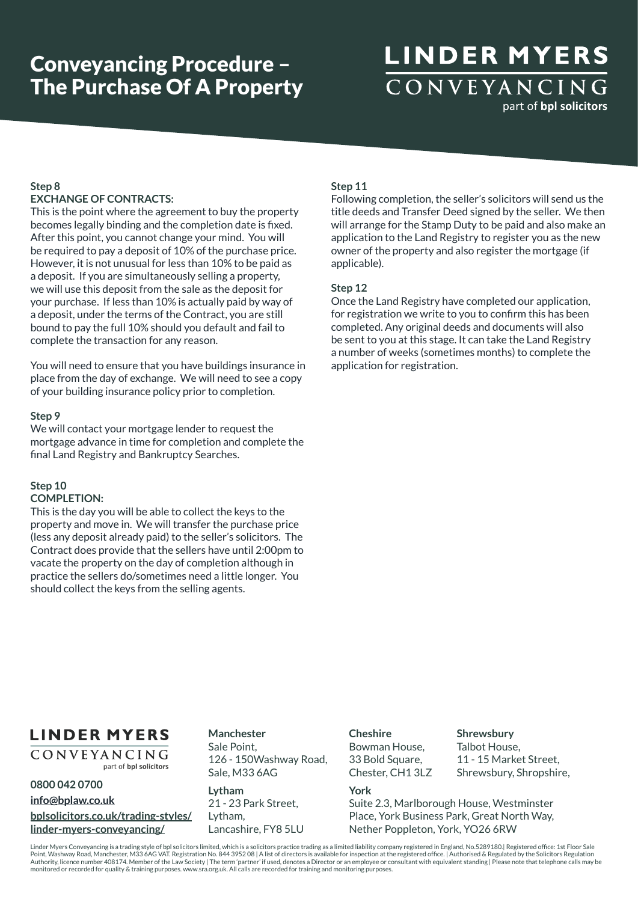# Conveyancing Procedure – The Purchase Of A Property

LINDER MYERS
CONVEYANCING
part of **bpl solicitors**

**Step 8**
**EXCHANGE OF CONTRACTS:**
This is the point where the agreement to buy the property becomes legally binding and the completion date is fixed. After this point, you cannot change your mind. You will be required to pay a deposit of 10% of the purchase price. However, it is not unusual for less than 10% to be paid as a deposit. If you are simultaneously selling a property, we will use this deposit from the sale as the deposit for your purchase. If less than 10% is actually paid by way of a deposit, under the terms of the Contract, you are still bound to pay the full 10% should you default and fail to complete the transaction for any reason.

You will need to ensure that you have buildings insurance in place from the day of exchange. We will need to see a copy of your building insurance policy prior to completion.

**Step 9**
We will contact your mortgage lender to request the mortgage advance in time for completion and complete the final Land Registry and Bankruptcy Searches.

**Step 10**
**COMPLETION:**
This is the day you will be able to collect the keys to the property and move in. We will transfer the purchase price (less any deposit already paid) to the seller's solicitors. The Contract does provide that the sellers have until 2:00pm to vacate the property on the day of completion although in practice the sellers do/sometimes need a little longer. You should collect the keys from the selling agents.

**Step 11**
Following completion, the seller's solicitors will send us the title deeds and Transfer Deed signed by the seller. We then will arrange for the Stamp Duty to be paid and also make an application to the Land Registry to register you as the new owner of the property and also register the mortgage (if applicable).

**Step 12**
Once the Land Registry have completed our application, for registration we write to you to confirm this has been completed. Any original deeds and documents will also be sent to you at this stage. It can take the Land Registry a number of weeks (sometimes months) to complete the application for registration.

LINDER MYERS
CONVEYANCING
part of **bpl solicitors**

**0800 042 0700**
**info@bplaw.co.uk**
**bplsolicitors.co.uk/trading-styles/linder-myers-conveyancing/**

**Manchester**
Sale Point,
126 - 150Washway Road,
Sale, M33 6AG

**Lytham**
21 - 23 Park Street,
Lytham,
Lancashire, FY8 5LU

**Cheshire**
Bowman House,
33 Bold Square,
Chester, CH1 3LZ

**Shrewsbury**
Talbot House,
11 - 15 Market Street,
Shrewsbury, Shropshire,

**York**
Suite 2.3, Marlborough House, Westminster Place, York Business Park, Great North Way, Nether Poppleton, York, YO26 6RW

Linder Myers Conveyancing is a trading style of bpl solicitors limited, which is a solicitors practice trading as a limited liability company registered in England, No.5289180.| Registered office: 1st Floor Sale Point, Washway Road, Manchester, M33 6AG VAT. Registration No. 844 3952 08 | A list of directors is available for inspection at the registered office. | Authorised & Regulated by the Solicitors Regulation Authority, licence number 408174. Member of the Law Society | The term 'partner' if used, denotes a Director or an employee or consultant with equivalent standing | Please note that telephone calls may be monitored or recorded for quality & training purposes. www.sra.org.uk. All calls are recorded for training and monitoring purposes.